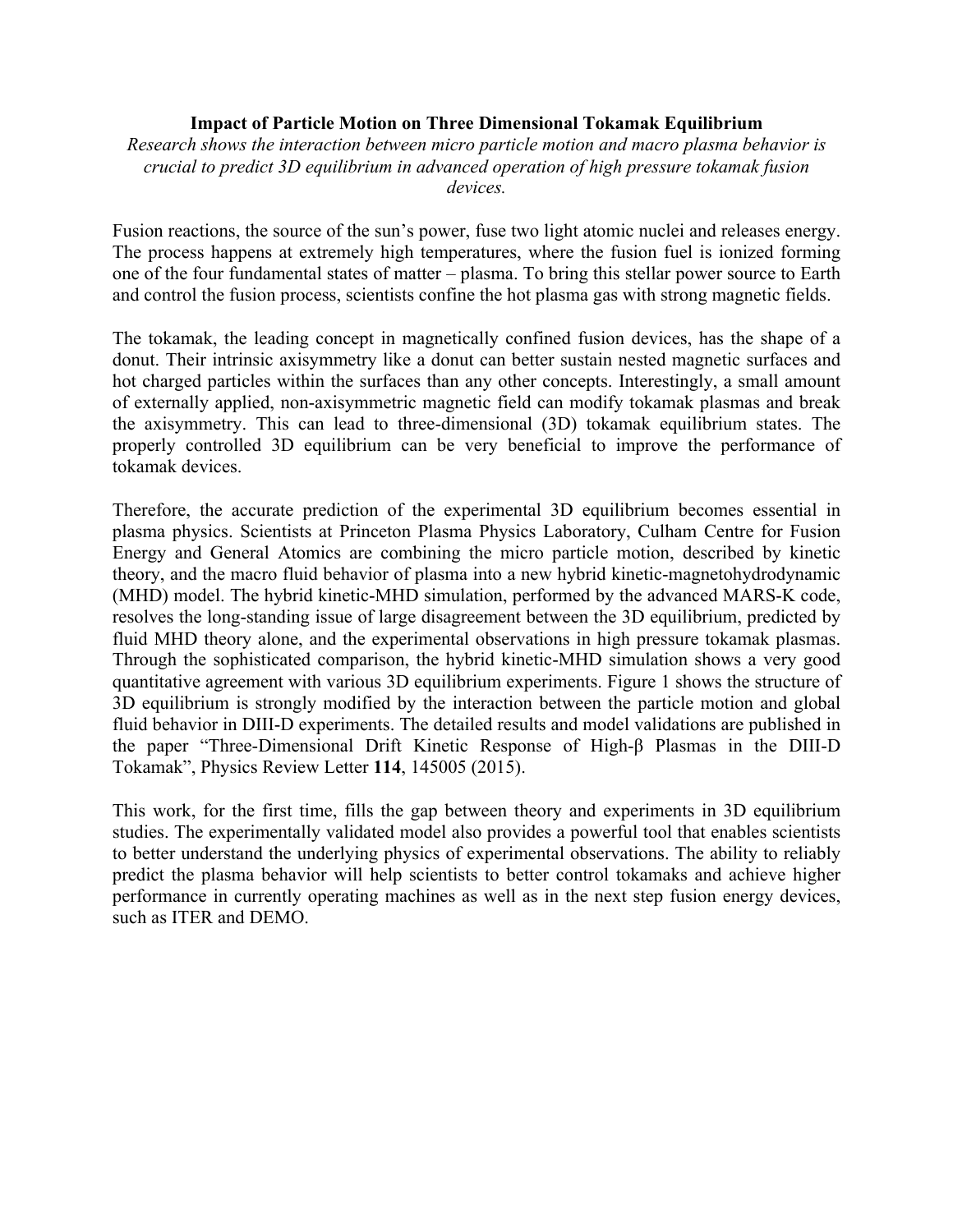**Impact of Particle Motion on Three Dimensional Tokamak Equilibrium**

*Research shows the interaction between micro particle motion and macro plasma behavior is crucial to predict 3D equilibrium in advanced operation of high pressure tokamak fusion devices.*

Fusion reactions, the source of the sun's power, fuse two light atomic nuclei and releases energy. The process happens at extremely high temperatures, where the fusion fuel is ionized forming one of the four fundamental states of matter – plasma. To bring this stellar power source to Earth and control the fusion process, scientists confine the hot plasma gas with strong magnetic fields.

The tokamak, the leading concept in magnetically confined fusion devices, has the shape of a donut. Their intrinsic axisymmetry like a donut can better sustain nested magnetic surfaces and hot charged particles within the surfaces than any other concepts. Interestingly, a small amount of externally applied, non-axisymmetric magnetic field can modify tokamak plasmas and break the axisymmetry. This can lead to three-dimensional (3D) tokamak equilibrium states. The properly controlled 3D equilibrium can be very beneficial to improve the performance of tokamak devices.

Therefore, the accurate prediction of the experimental 3D equilibrium becomes essential in plasma physics. Scientists at Princeton Plasma Physics Laboratory, Culham Centre for Fusion Energy and General Atomics are combining the micro particle motion, described by kinetic theory, and the macro fluid behavior of plasma into a new hybrid kinetic-magnetohydrodynamic (MHD) model. The hybrid kinetic-MHD simulation, performed by the advanced MARS-K code, resolves the long-standing issue of large disagreement between the 3D equilibrium, predicted by fluid MHD theory alone, and the experimental observations in high pressure tokamak plasmas. Through the sophisticated comparison, the hybrid kinetic-MHD simulation shows a very good quantitative agreement with various 3D equilibrium experiments. Figure 1 shows the structure of 3D equilibrium is strongly modified by the interaction between the particle motion and global fluid behavior in DIII-D experiments. The detailed results and model validations are published in the paper "Three-Dimensional Drift Kinetic Response of High-β Plasmas in the DIII-D Tokamak", Physics Review Letter **114**, 145005 (2015).

This work, for the first time, fills the gap between theory and experiments in 3D equilibrium studies. The experimentally validated model also provides a powerful tool that enables scientists to better understand the underlying physics of experimental observations. The ability to reliably predict the plasma behavior will help scientists to better control tokamaks and achieve higher performance in currently operating machines as well as in the next step fusion energy devices, such as ITER and DEMO.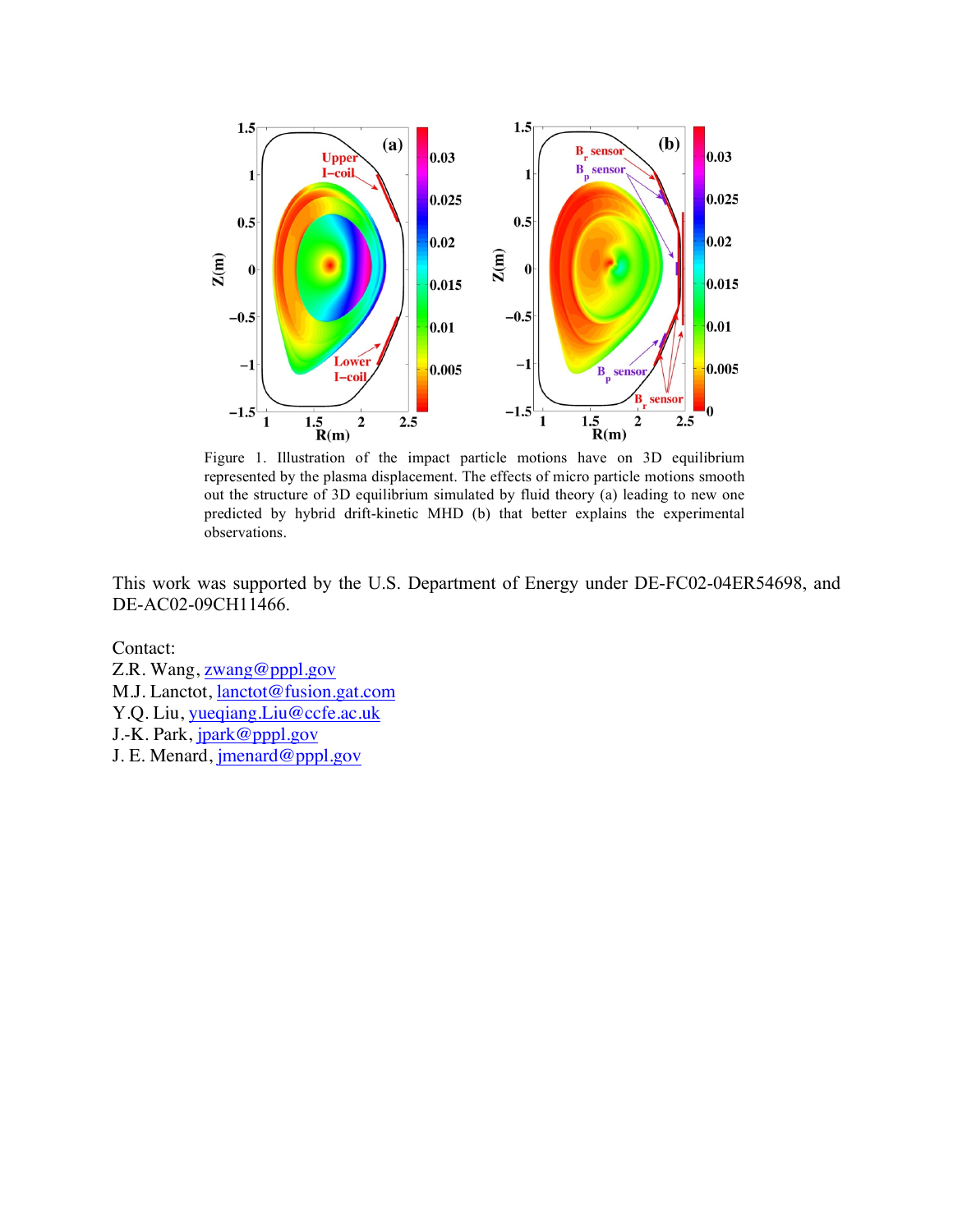(a)

Upper I-coil

Lower I-coil

Z(m)

R(m)

1.5
1
0.5
0
−0.5
−1
−1.5

1
1.5
2
2.5

0.03
0.025
0.02
0.015
0.01
0.005

(b)

$B_r$ sensor

$B_p$ sensor

$B_p$ sensor

$B_r$ sensor

Z(m)

R(m)

1.5
1
0.5
0
−0.5
−1
−1.5

1
1.5
2
2.5

0.03
0.025
0.02
0.015
0.01
0.005
0

Figure 1. Illustration of the impact particle motions have on 3D equilibrium represented by the plasma displacement. The effects of micro particle motions smooth out the structure of 3D equilibrium simulated by fluid theory (a) leading to new one predicted by hybrid drift-kinetic MHD (b) that better explains the experimental observations.

This work was supported by the U.S. Department of Energy under DE-FC02-04ER54698, and DE-AC02-09CH11466.

Contact:
Z.R. Wang, zwang@pppl.gov
M.J. Lanctot, lanctot@fusion.gat.com
Y.Q. Liu, yueqiang.Liu@ccfe.ac.uk
J.-K. Park, jpark@pppl.gov
J. E. Menard, jmenard@pppl.gov